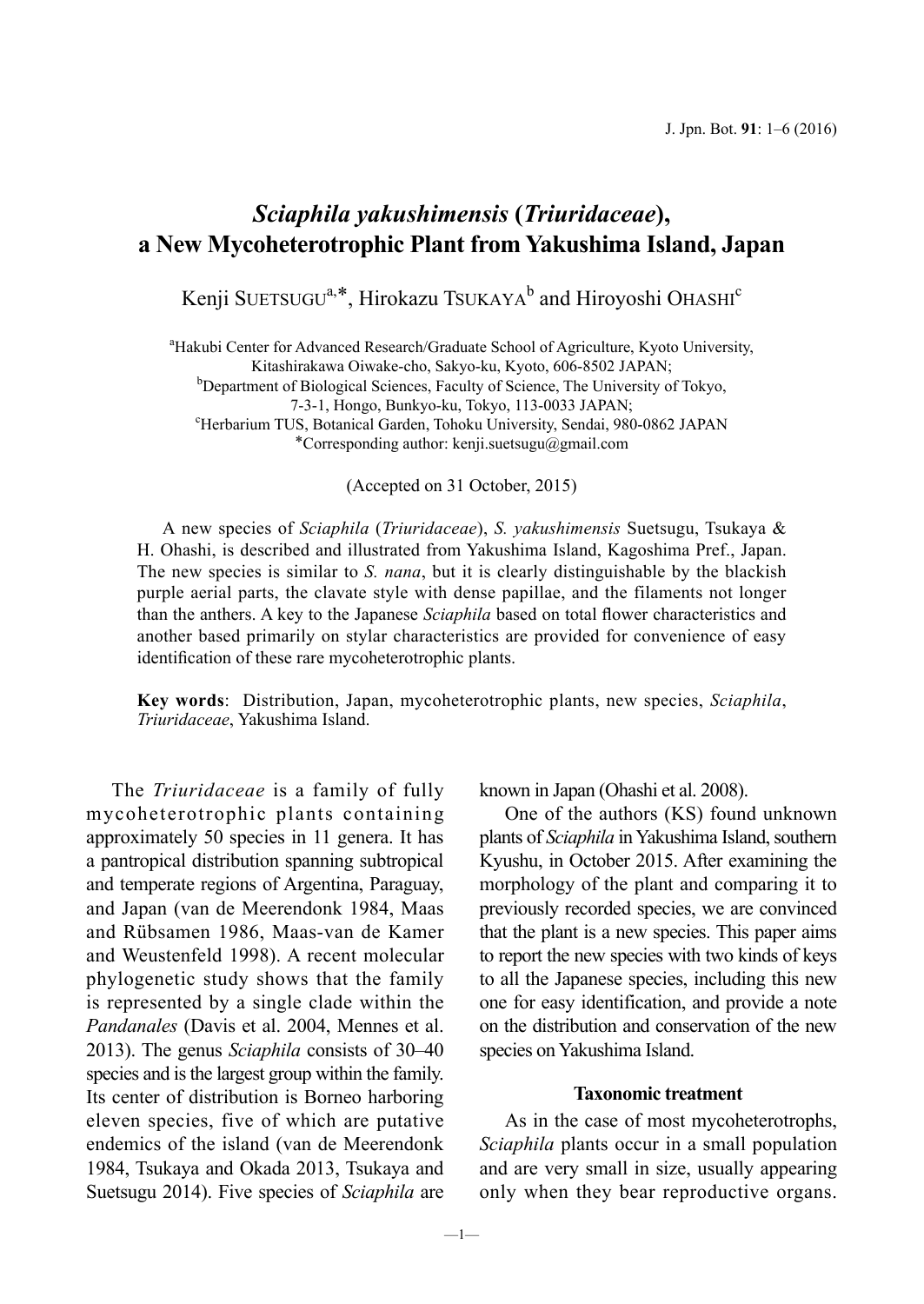# *Sciaphila yakushimensis* (*Triuridaceae*), a New Mycoheterotrophic Plant from Yakushima Island, Japan

Kenji Suetsugu[a,*], Hirokazu Tsukaya[b] and Hiroyoshi Ohashi[c]

[a]Hakubi Center for Advanced Research/Graduate School of Agriculture, Kyoto University, Kitashirakawa Oiwake-cho, Sakyo-ku, Kyoto, 606-8502 JAPAN;
[b]Department of Biological Sciences, Faculty of Science, The University of Tokyo, 7-3-1, Hongo, Bunkyo-ku, Tokyo, 113-0033 JAPAN;
[c]Herbarium TUS, Botanical Garden, Tohoku University, Sendai, 980-0862 JAPAN
*Corresponding author: kenji.suetsugu@gmail.com

(Accepted on 31 October, 2015)

A new species of *Sciaphila* (*Triuridaceae*), *S. yakushimensis* Suetsugu, Tsukaya & H. Ohashi, is described and illustrated from Yakushima Island, Kagoshima Pref., Japan. The new species is similar to *S. nana*, but it is clearly distinguishable by the blackish purple aerial parts, the clavate style with dense papillae, and the filaments not longer than the anthers. A key to the Japanese *Sciaphila* based on total flower characteristics and another based primarily on stylar characteristics are provided for convenience of easy identification of these rare mycoheterotrophic plants.

**Key words**: Distribution, Japan, mycoheterotrophic plants, new species, *Sciaphila*, *Triuridaceae*, Yakushima Island.

The *Triuridaceae* is a family of fully mycoheterotrophic plants containing approximately 50 species in 11 genera. It has a pantropical distribution spanning subtropical and temperate regions of Argentina, Paraguay, and Japan (van de Meerendonk 1984, Maas and Rübsamen 1986, Maas-van de Kamer and Weustenfeld 1998). A recent molecular phylogenetic study shows that the family is represented by a single clade within the *Pandanales* (Davis et al. 2004, Mennes et al. 2013). The genus *Sciaphila* consists of 30–40 species and is the largest group within the family. Its center of distribution is Borneo harboring eleven species, five of which are putative endemics of the island (van de Meerendonk 1984, Tsukaya and Okada 2013, Tsukaya and Suetsugu 2014). Five species of *Sciaphila* are known in Japan (Ohashi et al. 2008).

One of the authors (KS) found unknown plants of *Sciaphila* in Yakushima Island, southern Kyushu, in October 2015. After examining the morphology of the plant and comparing it to previously recorded species, we are convinced that the plant is a new species. This paper aims to report the new species with two kinds of keys to all the Japanese species, including this new one for easy identification, and provide a note on the distribution and conservation of the new species on Yakushima Island.

### Taxonomic treatment

As in the case of most mycoheterotrophs, *Sciaphila* plants occur in a small population and are very small in size, usually appearing only when they bear reproductive organs.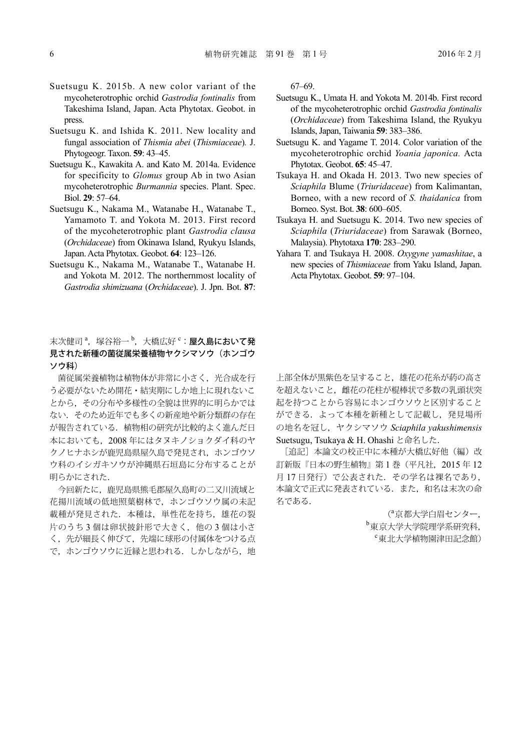Suetsugu K. 2015b. A new color variant of the mycoheterotrophic orchid *Gastrodia fontinalis* from Takeshima Island, Japan. Acta Phytotax. Geobot. in press.

Suetsugu K. and Ishida K. 2011. New locality and fungal association of *Thismia abei* (*Thismiaceae*). J. Phytogeogr. Taxon. **59**: 43–45.

Suetsugu K., Kawakita A. and Kato M. 2014a. Evidence for specificity to *Glomus* group Ab in two Asian mycoheterotrophic *Burmannia* species. Plant. Spec. Biol. **29**: 57–64.

Suetsugu K., Nakama M., Watanabe H., Watanabe T., Yamamoto T. and Yokota M. 2013. First record of the mycoheterotrophic plant *Gastrodia clausa* (*Orchidaceae*) from Okinawa Island, Ryukyu Islands, Japan. Acta Phytotax. Geobot. **64**: 123–126.

Suetsugu K., Nakama M., Watanabe T., Watanabe H. and Yokota M. 2012. The northernmost locality of *Gastrodia shimizuana* (*Orchidaceae*). J. Jpn. Bot. **87**: 67–69.

Suetsugu K., Umata H. and Yokota M. 2014b. First record of the mycoheterotrophic orchid *Gastrodia fontinalis* (*Orchidaceae*) from Takeshima Island, the Ryukyu Islands, Japan, Taiwania **59**: 383–386.

Suetsugu K. and Yagame T. 2014. Color variation of the mycoheterotrophic orchid *Yoania japonica*. Acta Phytotax. Geobot. **65**: 45–47.

Tsukaya H. and Okada H. 2013. Two new species of *Sciaphila* Blume (*Triuridaceae*) from Kalimantan, Borneo, with a new record of *S. thaidanica* from Borneo. Syst. Bot. **38**: 600–605.

Tsukaya H. and Suetsugu K. 2014. Two new species of *Sciaphila* (*Triuridaceae*) from Sarawak (Borneo, Malaysia). Phytotaxa **170**: 283–290.

Yahara T. and Tsukaya H. 2008. *Oxygyne yamashitae*, a new species of *Thismiaceae* from Yaku Island, Japan. Acta Phytotax. Geobot. **59**: 97–104.

末次健司[a]，塚谷裕一[b]，大橋広好[c]：**屋久島において発見された新種の菌従属栄養植物ヤクシマソウ（ホンゴウソウ科）**

菌従属栄養植物は植物体が非常に小さく，光合成を行う必要がないため開花・結実期にしか地上に現れないことから，その分布や多様性の全貌は世界的に明らかではない．そのため近年でも多くの新産地や新分類群の存在が報告されている．植物相の研究が比較的よく進んだ日本においても，2008 年にはタヌキノショクダイ科のヤクノヒナホシが鹿児島県屋久島で発見され，ホンゴウソウ科のイシガキソウが沖縄県石垣島に分布することが明らかにされた．

今回新たに，鹿児島県熊毛郡屋久島町の二又川流域と花揚川流域の低地照葉樹林で，ホンゴウソウ属の未記載種が発見された．本種は，単性花を持ち，雄花の裂片のうち 3 個は卵状披針形で大きく，他の 3 個は小さく，先が細長く伸びて，先端に球形の付属体をつける点で，ホンゴウソウに近縁と思われる．しかしながら，地上部全体が黒紫色を呈すること，雄花の花糸が葯の高さを超えないこと，雌花の花柱が棍棒状で多数の乳頭状突起を持つことから容易にホンゴウソウと区別することができる．よって本種を新種として記載し，発見場所の地名を冠し，ヤクシマソウ *Sciaphila yakushimensis* Suetsugu, Tsukaya & H. Ohashi と命名した．

［追記］本論文の校正中に本種が大橋広好他（編）改訂新版『日本の野生植物』第 1 巻（平凡社，2015 年 12 月 17 日発行）で公表された．その学名は裸名であり，本論文で正式に発表されている．また，和名は末次の命名である．

（[a]京都大学白眉センター，
[b]東京大学大学院理学系研究科，
[c]東北大学植物園津田記念館）